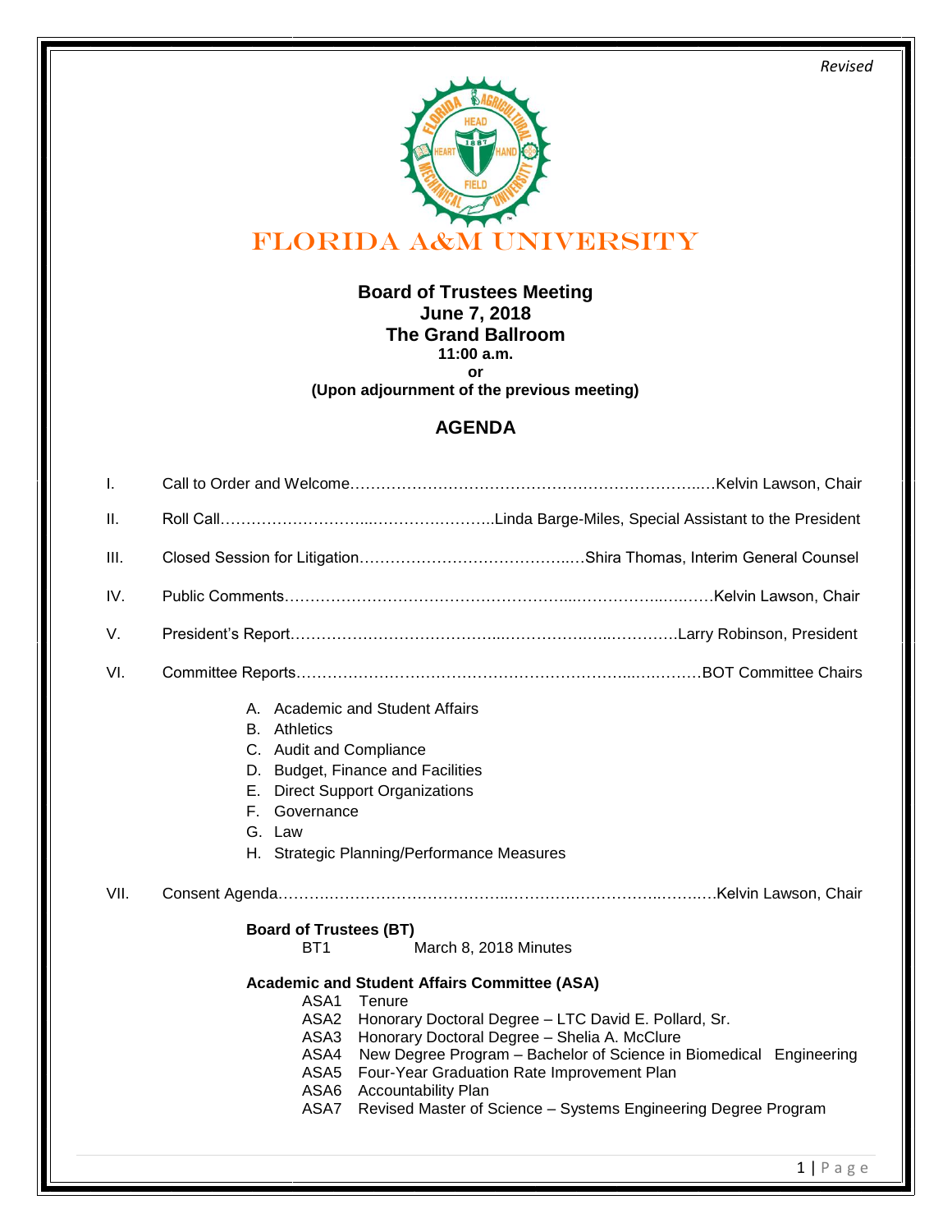*Revised*

# FLORIDA A&M UNIVERSITY

**Board of Trustees Meeting**
**June 7, 2018**
**The Grand Ballroom**
**11:00 a.m.**
**or**
**(Upon adjournment of the previous meeting)**

## AGENDA

I. Call to Order and Welcome……………………………………………………………..…Kelvin Lawson, Chair

II. Roll Call………………………...……………………..Linda Barge-Miles, Special Assistant to the President

III. Closed Session for Litigation……………………………………..…Shira Thomas, Interim General Counsel

IV. Public Comments…………………………………………………...…………...….……Kelvin Lawson, Chair

V. President's Report…………………………………...……………….…..………….Larry Robinson, President

VI. Committee Reports………………………………………………………...…..………BOT Committee Chairs

- A. Academic and Student Affairs
- B. Athletics
- C. Audit and Compliance
- D. Budget, Finance and Facilities
- E. Direct Support Organizations
- F. Governance
- G. Law
- H. Strategic Planning/Performance Measures

VII. Consent Agenda……….……………………………..…………….…………..……..….Kelvin Lawson, Chair

**Board of Trustees (BT)**

BT1 March 8, 2018 Minutes

**Academic and Student Affairs Committee (ASA)**

ASA1 Tenure
ASA2 Honorary Doctoral Degree – LTC David E. Pollard, Sr.
ASA3 Honorary Doctoral Degree – Shelia A. McClure
ASA4 New Degree Program – Bachelor of Science in Biomedical Engineering
ASA5 Four-Year Graduation Rate Improvement Plan
ASA6 Accountability Plan
ASA7 Revised Master of Science – Systems Engineering Degree Program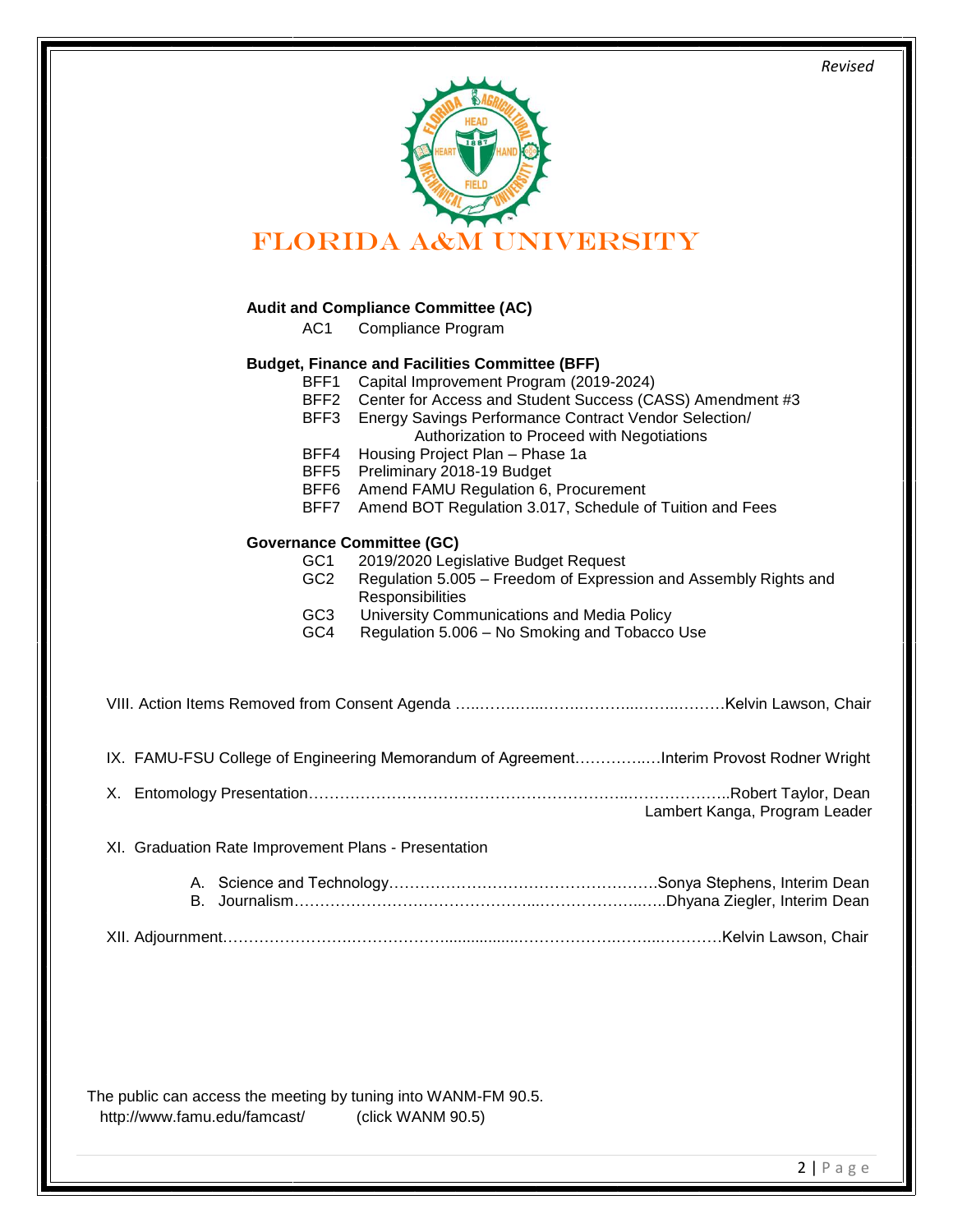*Revised*

# FLORIDA A&M UNIVERSITY

**Audit and Compliance Committee (AC)**

AC1 Compliance Program

**Budget, Finance and Facilities Committee (BFF)**

BFF1 Capital Improvement Program (2019-2024)
BFF2 Center for Access and Student Success (CASS) Amendment #3
BFF3 Energy Savings Performance Contract Vendor Selection/ Authorization to Proceed with Negotiations
BFF4 Housing Project Plan – Phase 1a
BFF5 Preliminary 2018-19 Budget
BFF6 Amend FAMU Regulation 6, Procurement
BFF7 Amend BOT Regulation 3.017, Schedule of Tuition and Fees

**Governance Committee (GC)**

GC1 2019/2020 Legislative Budget Request
GC2 Regulation 5.005 – Freedom of Expression and Assembly Rights and Responsibilities
GC3 University Communications and Media Policy
GC4 Regulation 5.006 – No Smoking and Tobacco Use

VIII. Action Items Removed from Consent Agenda ……Kelvin Lawson, Chair

IX. FAMU-FSU College of Engineering Memorandum of Agreement……Interim Provost Rodner Wright

X. Entomology Presentation……Robert Taylor, Dean
Lambert Kanga, Program Leader

XI. Graduation Rate Improvement Plans - Presentation

A. Science and Technology……Sonya Stephens, Interim Dean
B. Journalism……Dhyana Ziegler, Interim Dean

XII. Adjournment……Kelvin Lawson, Chair

The public can access the meeting by tuning into WANM-FM 90.5.
http://www.famu.edu/famcast/ (click WANM 90.5)